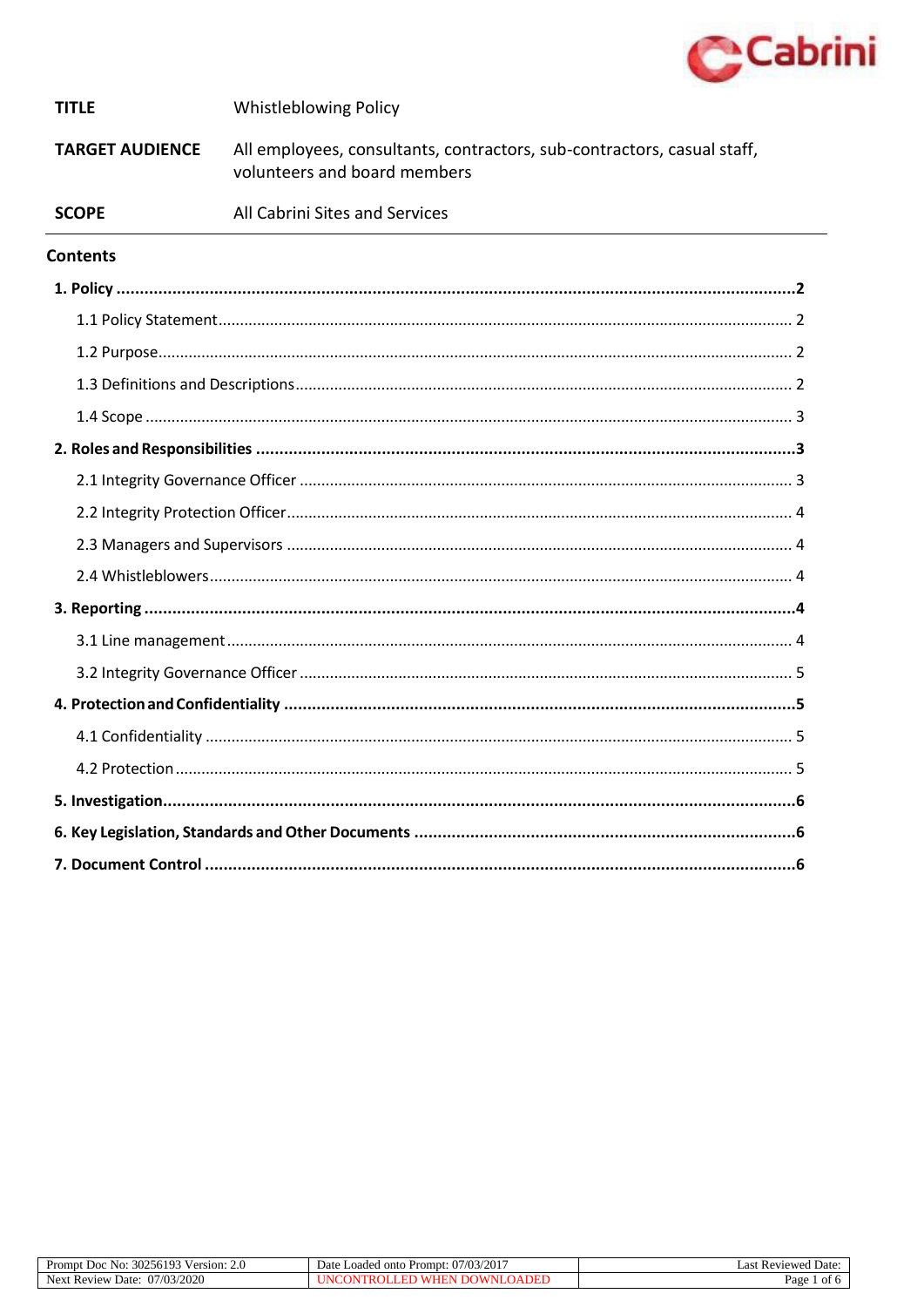| | |
|---|---|
| **TITLE** | Whistleblowing Policy |
| **TARGET AUDIENCE** | All employees, consultants, contractors, sub-contractors, casual staff, volunteers and board members |
| **SCOPE** | All Cabrini Sites and Services |

## Contents

**1. Policy** ........ **2**

- 1.1 Policy Statement ........ 2
- 1.2 Purpose ........ 2
- 1.3 Definitions and Descriptions ........ 2
- 1.4 Scope ........ 3

**2. Roles and Responsibilities** ........ **3**

- 2.1 Integrity Governance Officer ........ 3
- 2.2 Integrity Protection Officer ........ 4
- 2.3 Managers and Supervisors ........ 4
- 2.4 Whistleblowers ........ 4

**3. Reporting** ........ **4**

- 3.1 Line management ........ 4
- 3.2 Integrity Governance Officer ........ 5

**4. Protection and Confidentiality** ........ **5**

- 4.1 Confidentiality ........ 5
- 4.2 Protection ........ 5

**5. Investigation** ........ **6**

**6. Key Legislation, Standards and Other Documents** ........ **6**

**7. Document Control** ........ **6**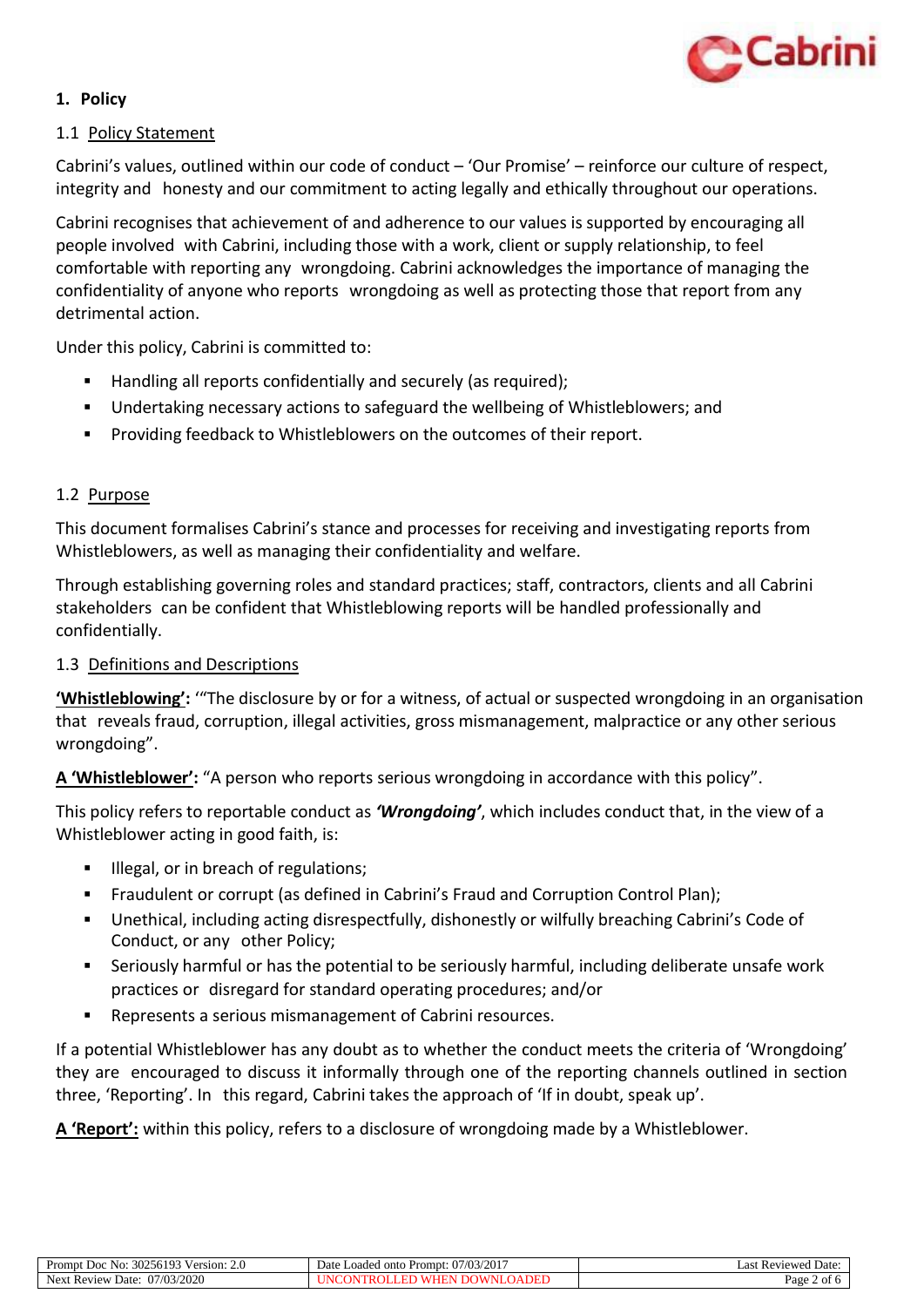## 1. Policy

### 1.1 Policy Statement

Cabrini's values, outlined within our code of conduct – 'Our Promise' – reinforce our culture of respect, integrity and honesty and our commitment to acting legally and ethically throughout our operations.

Cabrini recognises that achievement of and adherence to our values is supported by encouraging all people involved with Cabrini, including those with a work, client or supply relationship, to feel comfortable with reporting any wrongdoing. Cabrini acknowledges the importance of managing the confidentiality of anyone who reports wrongdoing as well as protecting those that report from any detrimental action.

Under this policy, Cabrini is committed to:

- Handling all reports confidentially and securely (as required);
- Undertaking necessary actions to safeguard the wellbeing of Whistleblowers; and
- Providing feedback to Whistleblowers on the outcomes of their report.

### 1.2 Purpose

This document formalises Cabrini's stance and processes for receiving and investigating reports from Whistleblowers, as well as managing their confidentiality and welfare.

Through establishing governing roles and standard practices; staff, contractors, clients and all Cabrini stakeholders can be confident that Whistleblowing reports will be handled professionally and confidentially.

### 1.3 Definitions and Descriptions

**'Whistleblowing':** '"The disclosure by or for a witness, of actual or suspected wrongdoing in an organisation that reveals fraud, corruption, illegal activities, gross mismanagement, malpractice or any other serious wrongdoing".

**A 'Whistleblower':** "A person who reports serious wrongdoing in accordance with this policy".

This policy refers to reportable conduct as ***'Wrongdoing'***, which includes conduct that, in the view of a Whistleblower acting in good faith, is:

- Illegal, or in breach of regulations;
- Fraudulent or corrupt (as defined in Cabrini's Fraud and Corruption Control Plan);
- Unethical, including acting disrespectfully, dishonestly or wilfully breaching Cabrini's Code of Conduct, or any other Policy;
- Seriously harmful or has the potential to be seriously harmful, including deliberate unsafe work practices or disregard for standard operating procedures; and/or
- Represents a serious mismanagement of Cabrini resources.

If a potential Whistleblower has any doubt as to whether the conduct meets the criteria of 'Wrongdoing' they are encouraged to discuss it informally through one of the reporting channels outlined in section three, 'Reporting'. In this regard, Cabrini takes the approach of 'If in doubt, speak up'.

**A 'Report':** within this policy, refers to a disclosure of wrongdoing made by a Whistleblower.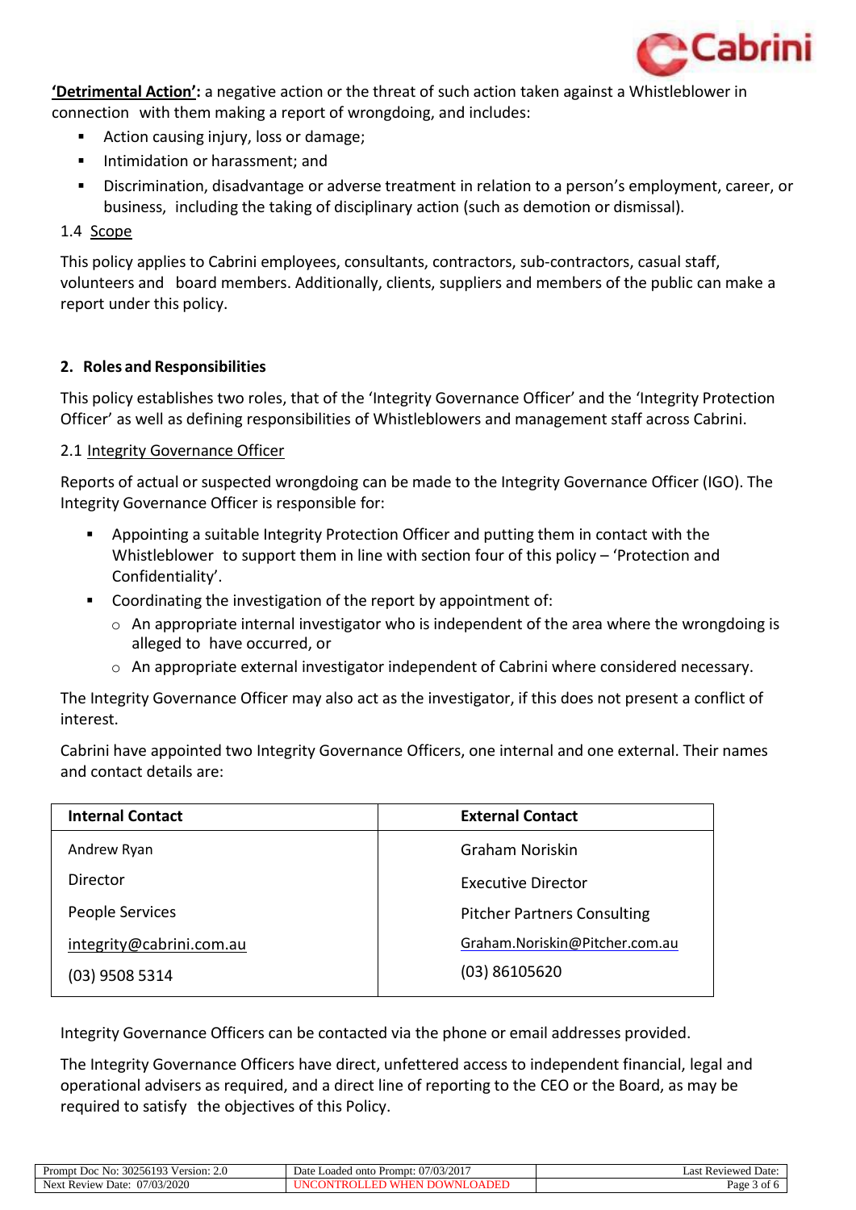**'Detrimental Action':** a negative action or the threat of such action taken against a Whistleblower in connection with them making a report of wrongdoing, and includes:

- Action causing injury, loss or damage;
- Intimidation or harassment; and
- Discrimination, disadvantage or adverse treatment in relation to a person's employment, career, or business, including the taking of disciplinary action (such as demotion or dismissal).

### 1.4 Scope

This policy applies to Cabrini employees, consultants, contractors, sub-contractors, casual staff, volunteers and board members. Additionally, clients, suppliers and members of the public can make a report under this policy.

## 2. Roles and Responsibilities

This policy establishes two roles, that of the 'Integrity Governance Officer' and the 'Integrity Protection Officer' as well as defining responsibilities of Whistleblowers and management staff across Cabrini.

### 2.1 Integrity Governance Officer

Reports of actual or suspected wrongdoing can be made to the Integrity Governance Officer (IGO). The Integrity Governance Officer is responsible for:

- Appointing a suitable Integrity Protection Officer and putting them in contact with the Whistleblower to support them in line with section four of this policy – 'Protection and Confidentiality'.
- Coordinating the investigation of the report by appointment of:
  - An appropriate internal investigator who is independent of the area where the wrongdoing is alleged to have occurred, or
  - An appropriate external investigator independent of Cabrini where considered necessary.

The Integrity Governance Officer may also act as the investigator, if this does not present a conflict of interest.

Cabrini have appointed two Integrity Governance Officers, one internal and one external. Their names and contact details are:

| Internal Contact | External Contact |
|---|---|
| Andrew Ryan | Graham Noriskin |
| Director | Executive Director |
| People Services | Pitcher Partners Consulting |
| integrity@cabrini.com.au | Graham.Noriskin@Pitcher.com.au |
| (03) 9508 5314 | (03) 86105620 |

Integrity Governance Officers can be contacted via the phone or email addresses provided.

The Integrity Governance Officers have direct, unfettered access to independent financial, legal and operational advisers as required, and a direct line of reporting to the CEO or the Board, as may be required to satisfy the objectives of this Policy.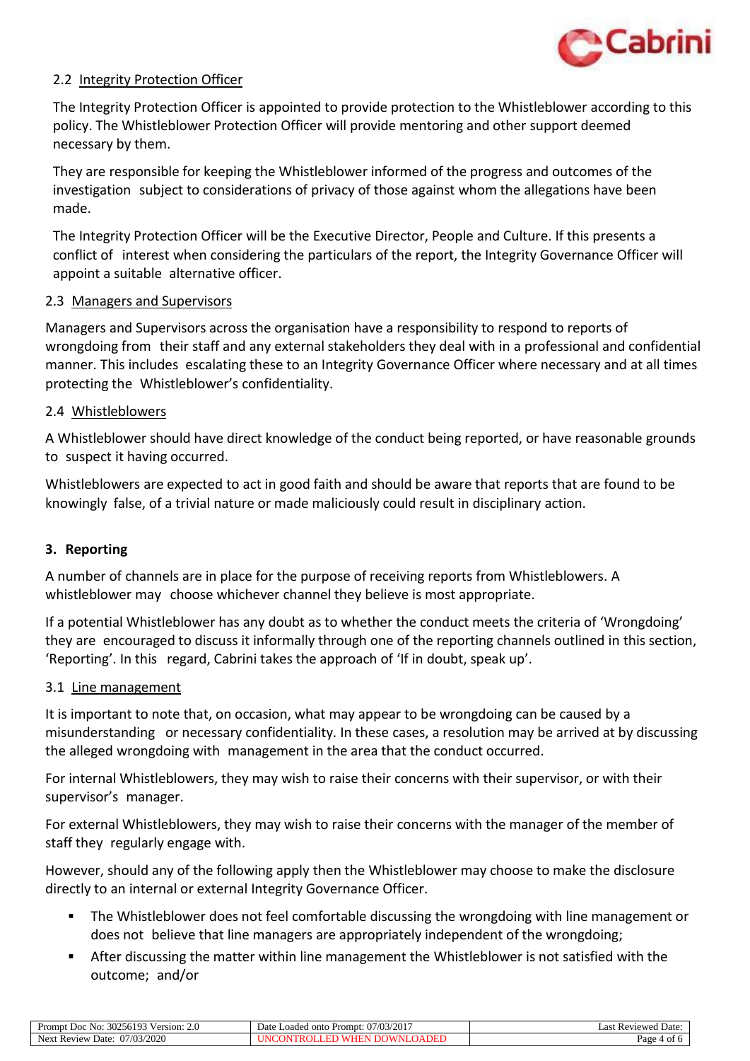### 2.2 Integrity Protection Officer

The Integrity Protection Officer is appointed to provide protection to the Whistleblower according to this policy. The Whistleblower Protection Officer will provide mentoring and other support deemed necessary by them.

They are responsible for keeping the Whistleblower informed of the progress and outcomes of the investigation subject to considerations of privacy of those against whom the allegations have been made.

The Integrity Protection Officer will be the Executive Director, People and Culture. If this presents a conflict of interest when considering the particulars of the report, the Integrity Governance Officer will appoint a suitable alternative officer.

### 2.3 Managers and Supervisors

Managers and Supervisors across the organisation have a responsibility to respond to reports of wrongdoing from their staff and any external stakeholders they deal with in a professional and confidential manner. This includes escalating these to an Integrity Governance Officer where necessary and at all times protecting the Whistleblower's confidentiality.

### 2.4 Whistleblowers

A Whistleblower should have direct knowledge of the conduct being reported, or have reasonable grounds to suspect it having occurred.

Whistleblowers are expected to act in good faith and should be aware that reports that are found to be knowingly false, of a trivial nature or made maliciously could result in disciplinary action.

## 3. Reporting

A number of channels are in place for the purpose of receiving reports from Whistleblowers. A whistleblower may choose whichever channel they believe is most appropriate.

If a potential Whistleblower has any doubt as to whether the conduct meets the criteria of 'Wrongdoing' they are encouraged to discuss it informally through one of the reporting channels outlined in this section, 'Reporting'. In this regard, Cabrini takes the approach of 'If in doubt, speak up'.

### 3.1 Line management

It is important to note that, on occasion, what may appear to be wrongdoing can be caused by a misunderstanding or necessary confidentiality. In these cases, a resolution may be arrived at by discussing the alleged wrongdoing with management in the area that the conduct occurred.

For internal Whistleblowers, they may wish to raise their concerns with their supervisor, or with their supervisor's manager.

For external Whistleblowers, they may wish to raise their concerns with the manager of the member of staff they regularly engage with.

However, should any of the following apply then the Whistleblower may choose to make the disclosure directly to an internal or external Integrity Governance Officer.

- The Whistleblower does not feel comfortable discussing the wrongdoing with line management or does not believe that line managers are appropriately independent of the wrongdoing;
- After discussing the matter within line management the Whistleblower is not satisfied with the outcome; and/or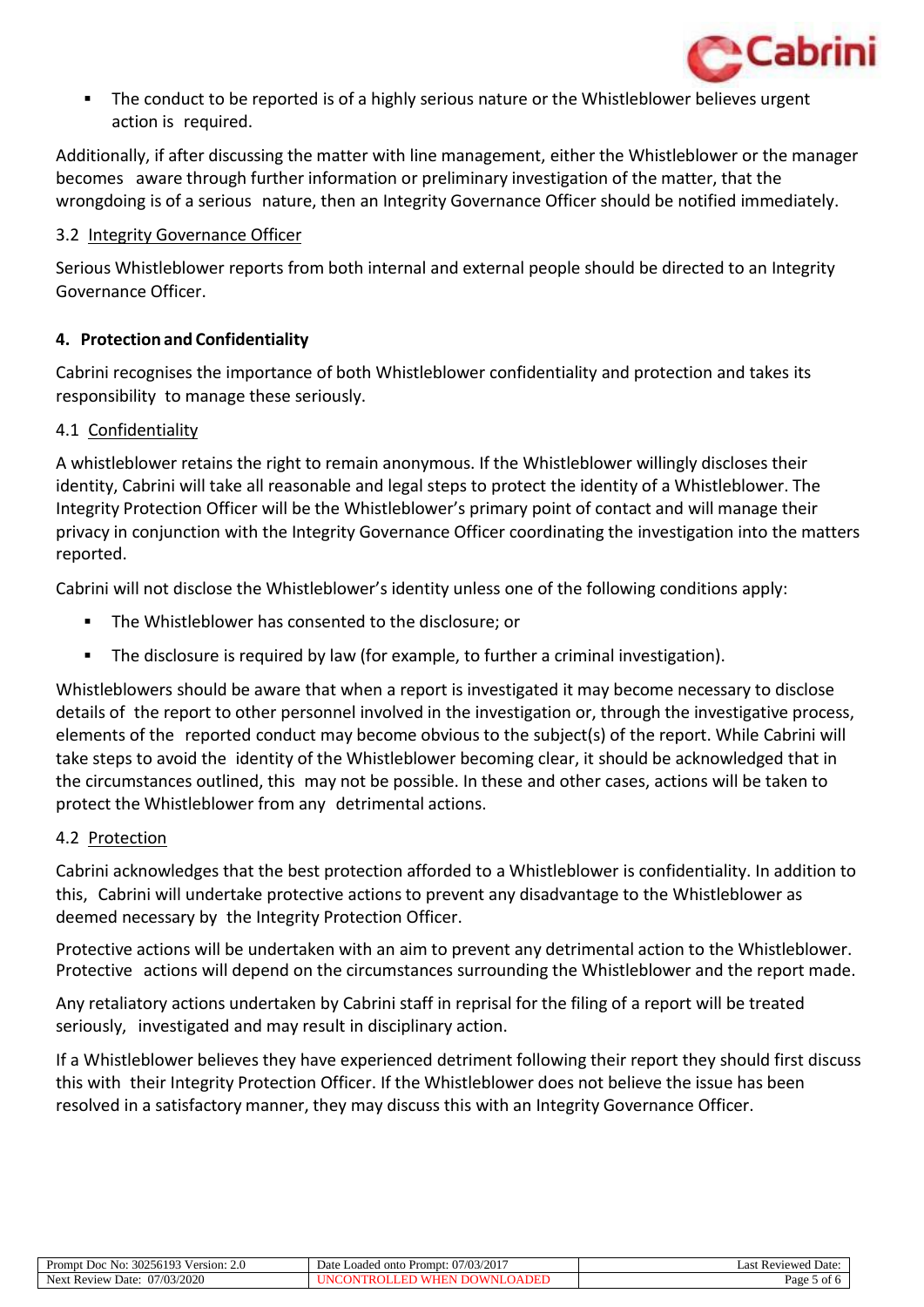- The conduct to be reported is of a highly serious nature or the Whistleblower believes urgent action is required.

Additionally, if after discussing the matter with line management, either the Whistleblower or the manager becomes aware through further information or preliminary investigation of the matter, that the wrongdoing is of a serious nature, then an Integrity Governance Officer should be notified immediately.

### 3.2 Integrity Governance Officer

Serious Whistleblower reports from both internal and external people should be directed to an Integrity Governance Officer.

## 4. Protection and Confidentiality

Cabrini recognises the importance of both Whistleblower confidentiality and protection and takes its responsibility to manage these seriously.

### 4.1 Confidentiality

A whistleblower retains the right to remain anonymous. If the Whistleblower willingly discloses their identity, Cabrini will take all reasonable and legal steps to protect the identity of a Whistleblower. The Integrity Protection Officer will be the Whistleblower's primary point of contact and will manage their privacy in conjunction with the Integrity Governance Officer coordinating the investigation into the matters reported.

Cabrini will not disclose the Whistleblower's identity unless one of the following conditions apply:

- The Whistleblower has consented to the disclosure; or
- The disclosure is required by law (for example, to further a criminal investigation).

Whistleblowers should be aware that when a report is investigated it may become necessary to disclose details of the report to other personnel involved in the investigation or, through the investigative process, elements of the reported conduct may become obvious to the subject(s) of the report. While Cabrini will take steps to avoid the identity of the Whistleblower becoming clear, it should be acknowledged that in the circumstances outlined, this may not be possible. In these and other cases, actions will be taken to protect the Whistleblower from any detrimental actions.

### 4.2 Protection

Cabrini acknowledges that the best protection afforded to a Whistleblower is confidentiality. In addition to this, Cabrini will undertake protective actions to prevent any disadvantage to the Whistleblower as deemed necessary by the Integrity Protection Officer.

Protective actions will be undertaken with an aim to prevent any detrimental action to the Whistleblower. Protective actions will depend on the circumstances surrounding the Whistleblower and the report made.

Any retaliatory actions undertaken by Cabrini staff in reprisal for the filing of a report will be treated seriously, investigated and may result in disciplinary action.

If a Whistleblower believes they have experienced detriment following their report they should first discuss this with their Integrity Protection Officer. If the Whistleblower does not believe the issue has been resolved in a satisfactory manner, they may discuss this with an Integrity Governance Officer.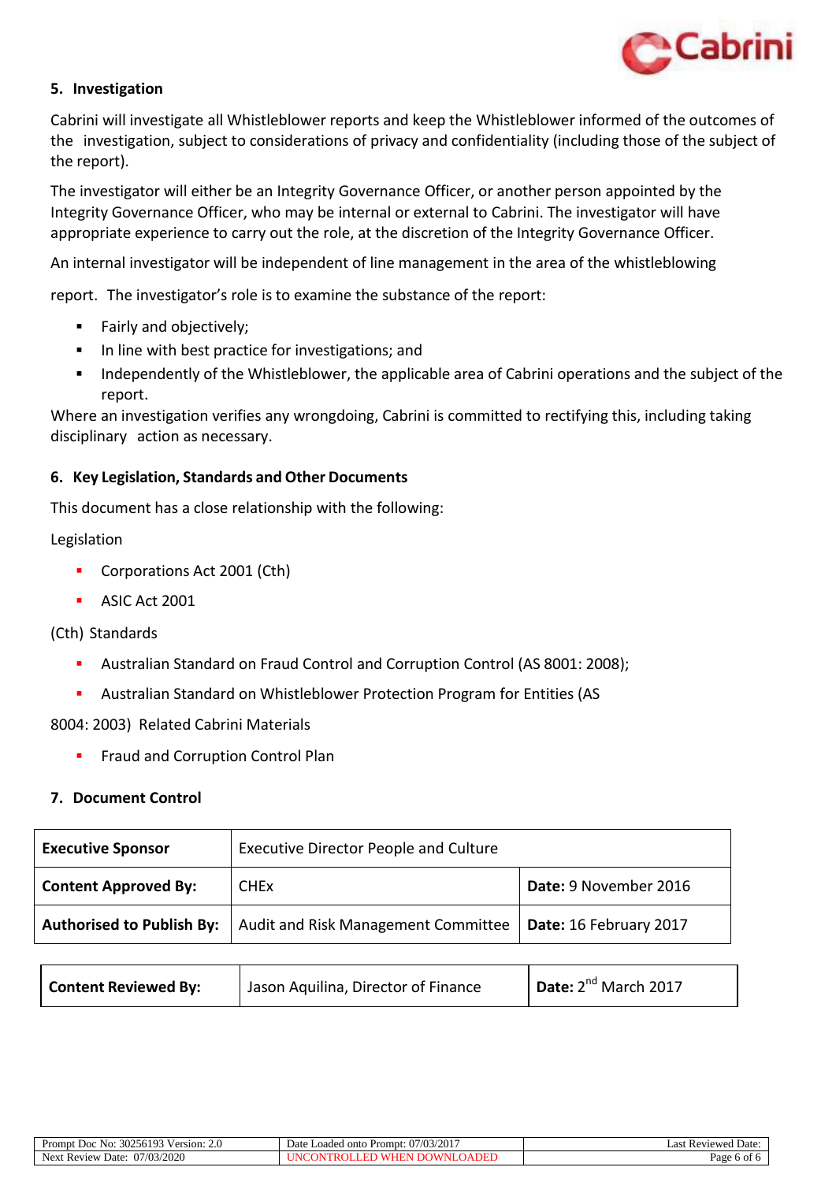## 5. Investigation

Cabrini will investigate all Whistleblower reports and keep the Whistleblower informed of the outcomes of the investigation, subject to considerations of privacy and confidentiality (including those of the subject of the report).

The investigator will either be an Integrity Governance Officer, or another person appointed by the Integrity Governance Officer, who may be internal or external to Cabrini. The investigator will have appropriate experience to carry out the role, at the discretion of the Integrity Governance Officer.

An internal investigator will be independent of line management in the area of the whistleblowing report. The investigator's role is to examine the substance of the report:

- Fairly and objectively;
- In line with best practice for investigations; and
- Independently of the Whistleblower, the applicable area of Cabrini operations and the subject of the report.

Where an investigation verifies any wrongdoing, Cabrini is committed to rectifying this, including taking disciplinary action as necessary.

## 6. Key Legislation, Standards and Other Documents

This document has a close relationship with the following:

Legislation

- Corporations Act 2001 (Cth)
- ASIC Act 2001

(Cth) Standards

- Australian Standard on Fraud Control and Corruption Control (AS 8001: 2008);
- Australian Standard on Whistleblower Protection Program for Entities (AS

8004: 2003) Related Cabrini Materials

- Fraud and Corruption Control Plan

## 7. Document Control

| | | |
|---|---|---|
| **Executive Sponsor** | Executive Director People and Culture | |
| **Content Approved By:** | CHEx | **Date:** 9 November 2016 |
| **Authorised to Publish By:** | Audit and Risk Management Committee | **Date:** 16 February 2017 |

| | | |
|---|---|---|
| **Content Reviewed By:** | Jason Aquilina, Director of Finance | **Date:** 2nd March 2017 |

| | | |
|---|---|---|
| Prompt Doc No: 30256193 Version: 2.0 | Date Loaded onto Prompt: 07/03/2017 | Last Reviewed Date: |
| Next Review Date: 07/03/2020 | UNCONTROLLED WHEN DOWNLOADED | |